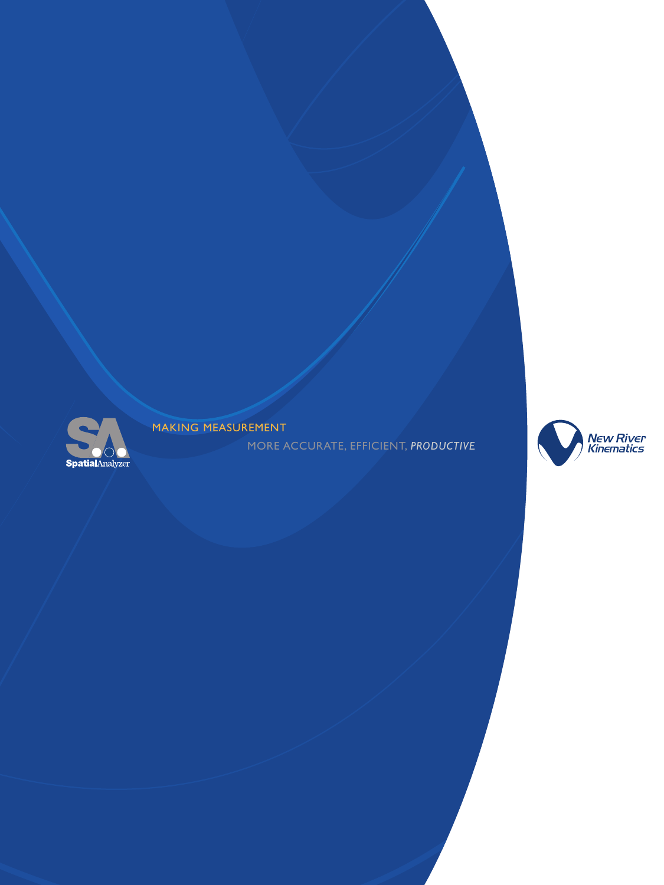SpatialAnalyzer

MAKING MEASUREMENT

MORE ACCURATE, EFFICIENT, *PRODUCTIVE*

New River Kinematics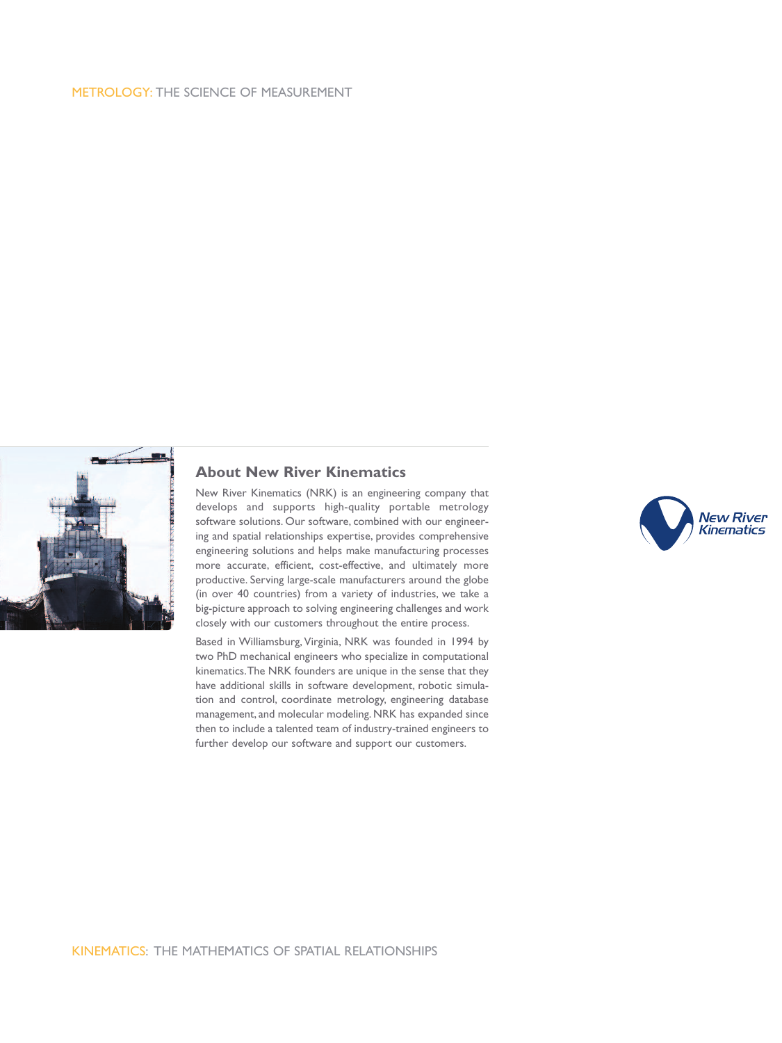METROLOGY: THE SCIENCE OF MEASUREMENT

## About New River Kinematics

New River Kinematics (NRK) is an engineering company that develops and supports high-quality portable metrology software solutions. Our software, combined with our engineering and spatial relationships expertise, provides comprehensive engineering solutions and helps make manufacturing processes more accurate, efficient, cost-effective, and ultimately more productive. Serving large-scale manufacturers around the globe (in over 40 countries) from a variety of industries, we take a big-picture approach to solving engineering challenges and work closely with our customers throughout the entire process.

Based in Williamsburg, Virginia, NRK was founded in 1994 by two PhD mechanical engineers who specialize in computational kinematics. The NRK founders are unique in the sense that they have additional skills in software development, robotic simulation and control, coordinate metrology, engineering database management, and molecular modeling. NRK has expanded since then to include a talented team of industry-trained engineers to further develop our software and support our customers.

New River Kinematics

KINEMATICS: THE MATHEMATICS OF SPATIAL RELATIONSHIPS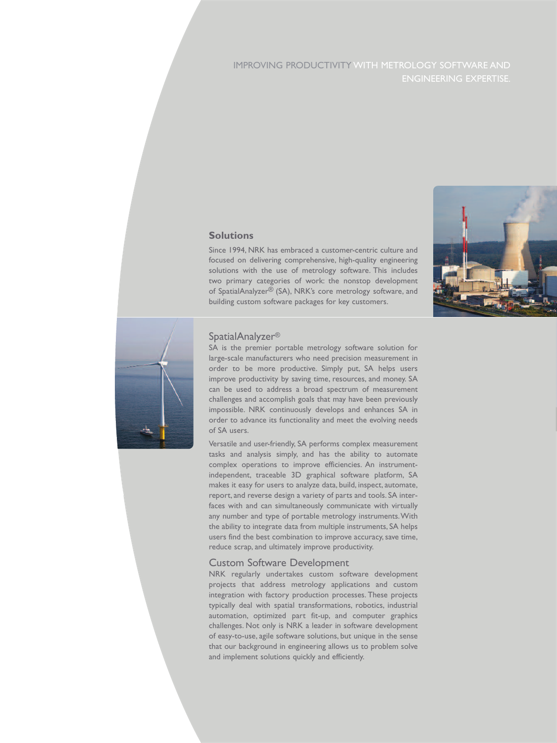IMPROVING PRODUCTIVITY WITH METROLOGY SOFTWARE AND ENGINEERING EXPERTISE.

## Solutions

Since 1994, NRK has embraced a customer-centric culture and focused on delivering comprehensive, high-quality engineering solutions with the use of metrology software. This includes two primary categories of work: the nonstop development of SpatialAnalyzer® (SA), NRK's core metrology software, and building custom software packages for key customers.

### SpatialAnalyzer®

SA is the premier portable metrology software solution for large-scale manufacturers who need precision measurement in order to be more productive. Simply put, SA helps users improve productivity by saving time, resources, and money. SA can be used to address a broad spectrum of measurement challenges and accomplish goals that may have been previously impossible. NRK continuously develops and enhances SA in order to advance its functionality and meet the evolving needs of SA users.

Versatile and user-friendly, SA performs complex measurement tasks and analysis simply, and has the ability to automate complex operations to improve efficiencies. An instrument-independent, traceable 3D graphical software platform, SA makes it easy for users to analyze data, build, inspect, automate, report, and reverse design a variety of parts and tools. SA interfaces with and can simultaneously communicate with virtually any number and type of portable metrology instruments. With the ability to integrate data from multiple instruments, SA helps users find the best combination to improve accuracy, save time, reduce scrap, and ultimately improve productivity.

### Custom Software Development

NRK regularly undertakes custom software development projects that address metrology applications and custom integration with factory production processes. These projects typically deal with spatial transformations, robotics, industrial automation, optimized part fit-up, and computer graphics challenges. Not only is NRK a leader in software development of easy-to-use, agile software solutions, but unique in the sense that our background in engineering allows us to problem solve and implement solutions quickly and efficiently.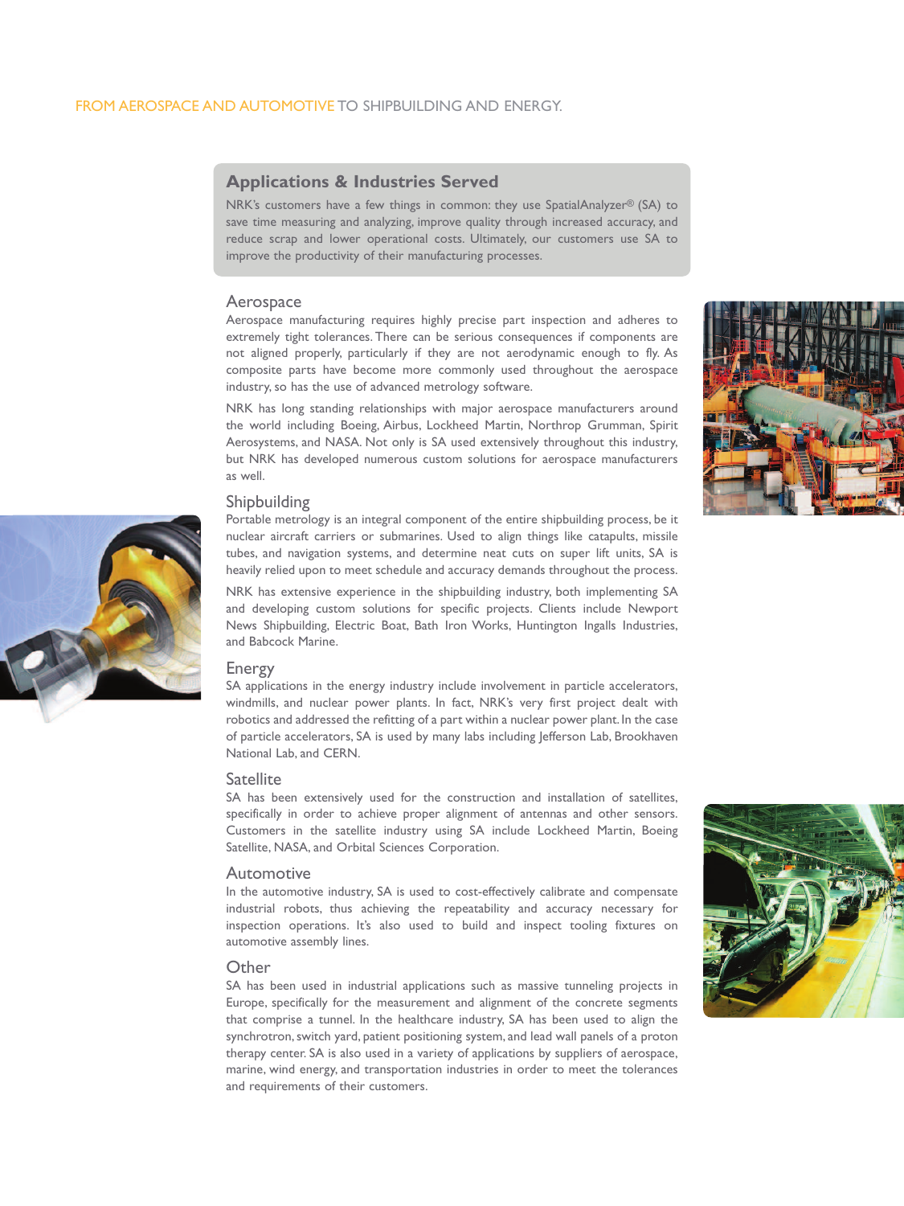FROM AEROSPACE AND AUTOMOTIVE TO SHIPBUILDING AND ENERGY.

## Applications & Industries Served

NRK's customers have a few things in common: they use SpatialAnalyzer® (SA) to save time measuring and analyzing, improve quality through increased accuracy, and reduce scrap and lower operational costs. Ultimately, our customers use SA to improve the productivity of their manufacturing processes.

### Aerospace

Aerospace manufacturing requires highly precise part inspection and adheres to extremely tight tolerances. There can be serious consequences if components are not aligned properly, particularly if they are not aerodynamic enough to fly. As composite parts have become more commonly used throughout the aerospace industry, so has the use of advanced metrology software.

NRK has long standing relationships with major aerospace manufacturers around the world including Boeing, Airbus, Lockheed Martin, Northrop Grumman, Spirit Aerosystems, and NASA. Not only is SA used extensively throughout this industry, but NRK has developed numerous custom solutions for aerospace manufacturers as well.

### Shipbuilding

Portable metrology is an integral component of the entire shipbuilding process, be it nuclear aircraft carriers or submarines. Used to align things like catapults, missile tubes, and navigation systems, and determine neat cuts on super lift units, SA is heavily relied upon to meet schedule and accuracy demands throughout the process.

NRK has extensive experience in the shipbuilding industry, both implementing SA and developing custom solutions for specific projects. Clients include Newport News Shipbuilding, Electric Boat, Bath Iron Works, Huntington Ingalls Industries, and Babcock Marine.

### Energy

SA applications in the energy industry include involvement in particle accelerators, windmills, and nuclear power plants. In fact, NRK's very first project dealt with robotics and addressed the refitting of a part within a nuclear power plant. In the case of particle accelerators, SA is used by many labs including Jefferson Lab, Brookhaven National Lab, and CERN.

### Satellite

SA has been extensively used for the construction and installation of satellites, specifically in order to achieve proper alignment of antennas and other sensors. Customers in the satellite industry using SA include Lockheed Martin, Boeing Satellite, NASA, and Orbital Sciences Corporation.

### Automotive

In the automotive industry, SA is used to cost-effectively calibrate and compensate industrial robots, thus achieving the repeatability and accuracy necessary for inspection operations. It's also used to build and inspect tooling fixtures on automotive assembly lines.

### Other

SA has been used in industrial applications such as massive tunneling projects in Europe, specifically for the measurement and alignment of the concrete segments that comprise a tunnel. In the healthcare industry, SA has been used to align the synchrotron, switch yard, patient positioning system, and lead wall panels of a proton therapy center. SA is also used in a variety of applications by suppliers of aerospace, marine, wind energy, and transportation industries in order to meet the tolerances and requirements of their customers.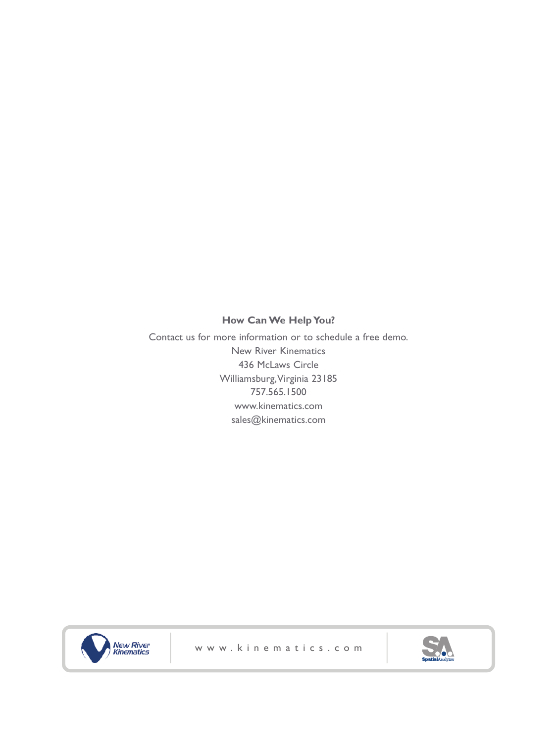**How Can We Help You?**

Contact us for more information or to schedule a free demo.
New River Kinematics
436 McLaws Circle
Williamsburg, Virginia 23185
757.565.1500
www.kinematics.com
sales@kinematics.com

New River Kinematics | www.kinematics.com | SpatialAnalyzer